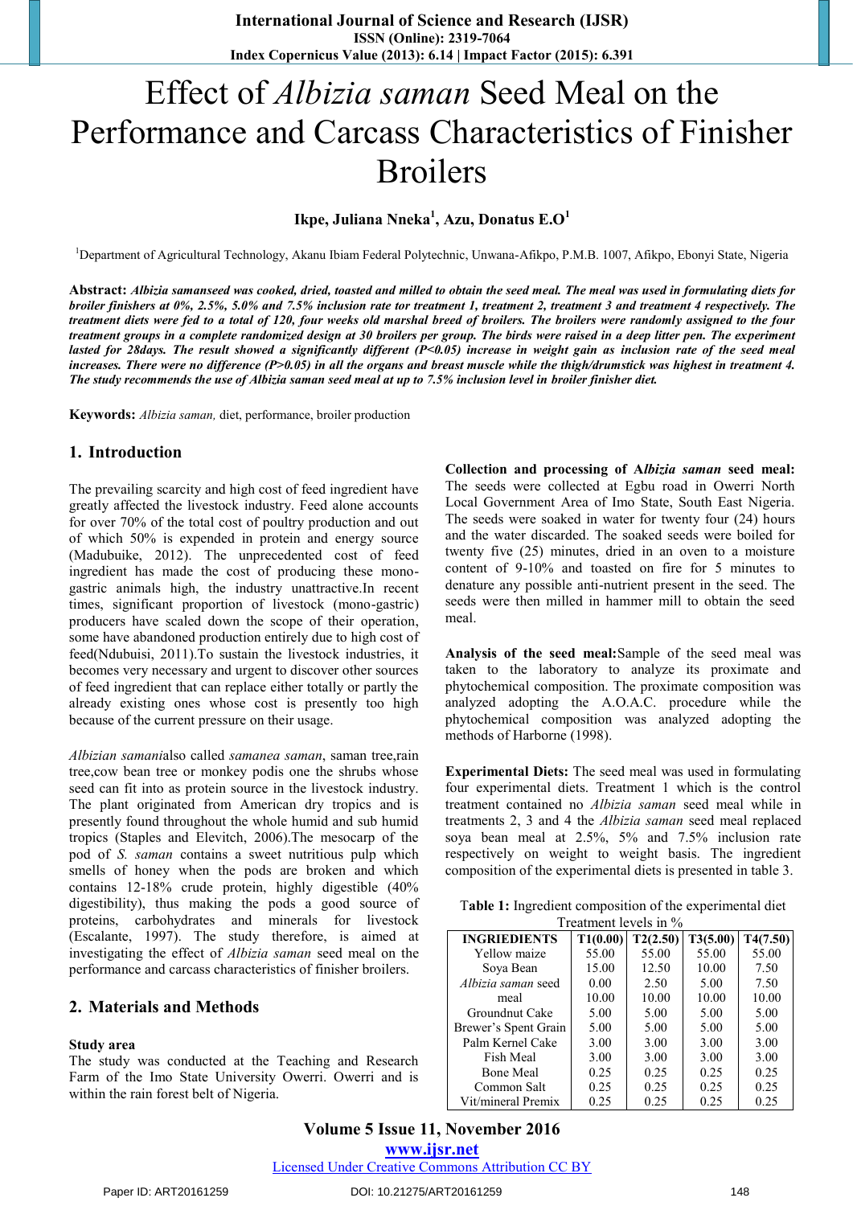# Effect of *Albizia saman* Seed Meal on the Performance and Carcass Characteristics of Finisher Broilers

**Ikpe, Juliana Nneka[1], Azu, Donatus E.O[1]**

[1]Department of Agricultural Technology, Akanu Ibiam Federal Polytechnic, Unwana-Afikpo, P.M.B. 1007, Afikpo, Ebonyi State, Nigeria

**Abstract:** ***Albizia samanseed was cooked, dried, toasted and milled to obtain the seed meal. The meal was used in formulating diets for broiler finishers at 0%, 2.5%, 5.0% and 7.5% inclusion rate tor treatment 1, treatment 2, treatment 3 and treatment 4 respectively. The treatment diets were fed to a total of 120, four weeks old marshal breed of broilers. The broilers were randomly assigned to the four treatment groups in a complete randomized design at 30 broilers per group. The birds were raised in a deep litter pen. The experiment lasted for 28days. The result showed a significantly different (P<0.05) increase in weight gain as inclusion rate of the seed meal increases. There were no difference (P>0.05) in all the organs and breast muscle while the thigh/drumstick was highest in treatment 4. The study recommends the use of Albizia saman seed meal at up to 7.5% inclusion level in broiler finisher diet.***

**Keywords:** *Albizia saman,* diet, performance, broiler production

## 1. Introduction

The prevailing scarcity and high cost of feed ingredient have greatly affected the livestock industry. Feed alone accounts for over 70% of the total cost of poultry production and out of which 50% is expended in protein and energy source (Madubuike, 2012). The unprecedented cost of feed ingredient has made the cost of producing these mono-gastric animals high, the industry unattractive.In recent times, significant proportion of livestock (mono-gastric) producers have scaled down the scope of their operation, some have abandoned production entirely due to high cost of feed(Ndubuisi, 2011).To sustain the livestock industries, it becomes very necessary and urgent to discover other sources of feed ingredient that can replace either totally or partly the already existing ones whose cost is presently too high because of the current pressure on their usage.

*Albizian samani*also called *samanea saman*, saman tree,rain tree,cow bean tree or monkey podis one the shrubs whose seed can fit into as protein source in the livestock industry. The plant originated from American dry tropics and is presently found throughout the whole humid and sub humid tropics (Staples and Elevitch, 2006).The mesocarp of the pod of *S. saman* contains a sweet nutritious pulp which smells of honey when the pods are broken and which contains 12-18% crude protein, highly digestible (40% digestibility), thus making the pods a good source of proteins, carbohydrates and minerals for livestock (Escalante, 1997). The study therefore, is aimed at investigating the effect of *Albizia saman* seed meal on the performance and carcass characteristics of finisher broilers.

## 2. Materials and Methods

**Study area**

The study was conducted at the Teaching and Research Farm of the Imo State University Owerri. Owerri and is within the rain forest belt of Nigeria.

**Collection and processing of A*lbizia saman* seed meal:** The seeds were collected at Egbu road in Owerri North Local Government Area of Imo State, South East Nigeria. The seeds were soaked in water for twenty four (24) hours and the water discarded. The soaked seeds were boiled for twenty five (25) minutes, dried in an oven to a moisture content of 9-10% and toasted on fire for 5 minutes to denature any possible anti-nutrient present in the seed. The seeds were then milled in hammer mill to obtain the seed meal.

**Analysis of the seed meal:**Sample of the seed meal was taken to the laboratory to analyze its proximate and phytochemical composition. The proximate composition was analyzed adopting the A.O.A.C. procedure while the phytochemical composition was analyzed adopting the methods of Harborne (1998).

**Experimental Diets:** The seed meal was used in formulating four experimental diets. Treatment 1 which is the control treatment contained no *Albizia saman* seed meal while in treatments 2, 3 and 4 the *Albizia saman* seed meal replaced soya bean meal at 2.5%, 5% and 7.5% inclusion rate respectively on weight to weight basis. The ingredient composition of the experimental diets is presented in table 3.

T**able 1:** Ingredient composition of the experimental diet

Treatment levels in %

| INGRIEDIENTS | T1(0.00) | T2(2.50) | T3(5.00) | T4(7.50) |
|---|---|---|---|---|
| Yellow maize | 55.00 | 55.00 | 55.00 | 55.00 |
| Soya Bean | 15.00 | 12.50 | 10.00 | 7.50 |
| *Albizia saman* seed | 0.00 | 2.50 | 5.00 | 7.50 |
| meal | 10.00 | 10.00 | 10.00 | 10.00 |
| Groundnut Cake | 5.00 | 5.00 | 5.00 | 5.00 |
| Brewer's Spent Grain | 5.00 | 5.00 | 5.00 | 5.00 |
| Palm Kernel Cake | 3.00 | 3.00 | 3.00 | 3.00 |
| Fish Meal | 3.00 | 3.00 | 3.00 | 3.00 |
| Bone Meal | 0.25 | 0.25 | 0.25 | 0.25 |
| Common Salt | 0.25 | 0.25 | 0.25 | 0.25 |
| Vit/mineral Premix | 0.25 | 0.25 | 0.25 | 0.25 |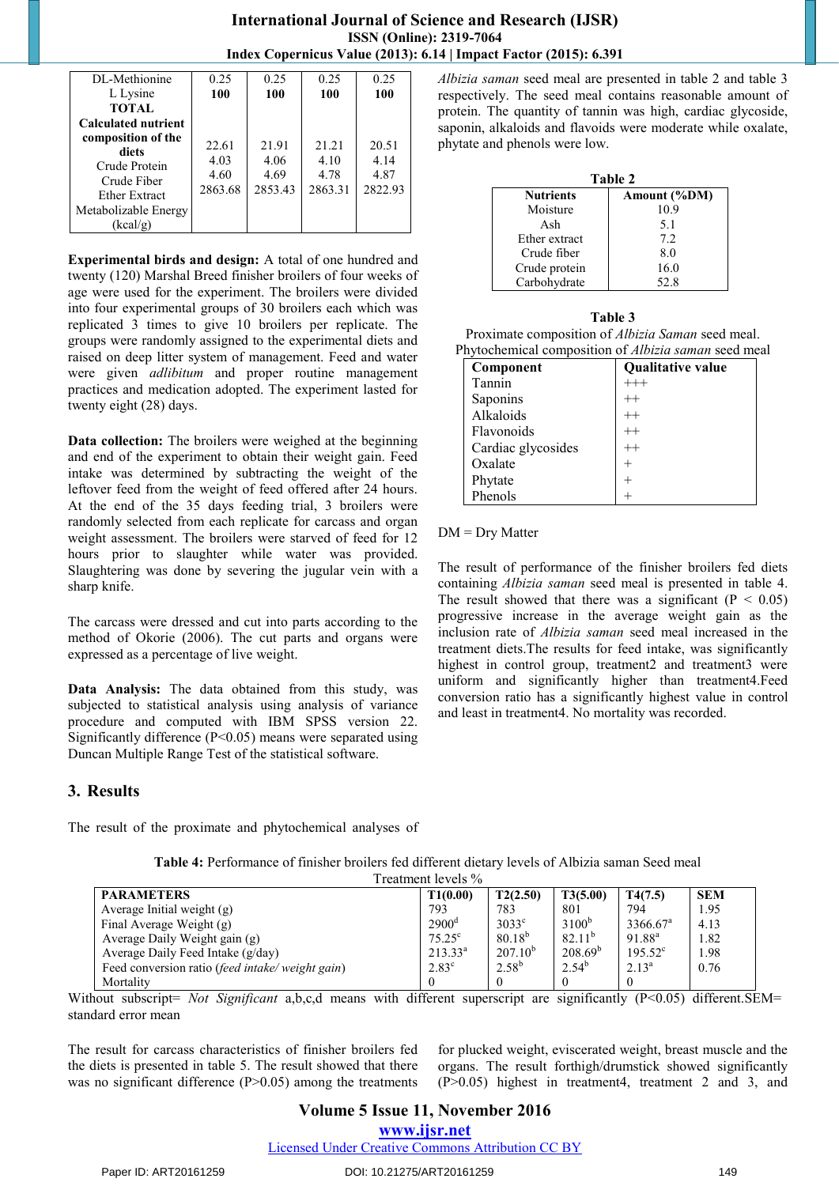| | | | | |
|---|---|---|---|---|
| DL-Methionine | 0.25 | 0.25 | 0.25 | 0.25 |
| L Lysine | | | | |
| **TOTAL** | **100** | **100** | **100** | **100** |
| **Calculated nutrient composition of the diets** | | | | |
| Crude Protein | 22.61 | 21.91 | 21.21 | 20.51 |
| Crude Fiber | 4.03 | 4.06 | 4.10 | 4.14 |
| Ether Extract | 4.60 | 4.69 | 4.78 | 4.87 |
| Metabolizable Energy (kcal/g) | 2863.68 | 2853.43 | 2863.31 | 2822.93 |

**Experimental birds and design:** A total of one hundred and twenty (120) Marshal Breed finisher broilers of four weeks of age were used for the experiment. The broilers were divided into four experimental groups of 30 broilers each which was replicated 3 times to give 10 broilers per replicate. The groups were randomly assigned to the experimental diets and raised on deep litter system of management. Feed and water were given *adlibitum* and proper routine management practices and medication adopted. The experiment lasted for twenty eight (28) days.

**Data collection:** The broilers were weighed at the beginning and end of the experiment to obtain their weight gain. Feed intake was determined by subtracting the weight of the leftover feed from the weight of feed offered after 24 hours. At the end of the 35 days feeding trial, 3 broilers were randomly selected from each replicate for carcass and organ weight assessment. The broilers were starved of feed for 12 hours prior to slaughter while water was provided. Slaughtering was done by severing the jugular vein with a sharp knife.

The carcass were dressed and cut into parts according to the method of Okorie (2006). The cut parts and organs were expressed as a percentage of live weight.

**Data Analysis:** The data obtained from this study, was subjected to statistical analysis using analysis of variance procedure and computed with IBM SPSS version 22. Significantly difference (P<0.05) means were separated using Duncan Multiple Range Test of the statistical software.

## 3. Results

The result of the proximate and phytochemical analyses of *Albizia saman* seed meal are presented in table 2 and table 3 respectively. The seed meal contains reasonable amount of protein. The quantity of tannin was high, cardiac glycoside, saponin, alkaloids and flavoids were moderate while oxalate, phytate and phenols were low.

**Table 2**

| Nutrients | Amount (%DM) |
|---|---|
| Moisture | 10.9 |
| Ash | 5.1 |
| Ether extract | 7.2 |
| Crude fiber | 8.0 |
| Crude protein | 16.0 |
| Carbohydrate | 52.8 |

**Table 3**

Proximate composition of *Albizia Saman* seed meal.

Phytochemical composition of *Albizia saman* seed meal

| Component | Qualitative value |
|---|---|
| Tannin | +++ |
| Saponins | ++ |
| Alkaloids | ++ |
| Flavonoids | ++ |
| Cardiac glycosides | ++ |
| Oxalate | + |
| Phytate | + |
| Phenols | + |

DM = Dry Matter

The result of performance of the finisher broilers fed diets containing *Albizia saman* seed meal is presented in table 4. The result showed that there was a significant (P < 0.05) progressive increase in the average weight gain as the inclusion rate of *Albizia saman* seed meal increased in the treatment diets.The results for feed intake, was significantly highest in control group, treatment2 and treatment3 were uniform and significantly higher than treatment4.Feed conversion ratio has a significantly highest value in control and least in treatment4. No mortality was recorded.

**Table 4:** Performance of finisher broilers fed different dietary levels of Albizia saman Seed meal

| | Treatment levels % | | | | |
|---|---|---|---|---|---|
| **PARAMETERS** | **T1(0.00)** | **T2(2.50)** | **T3(5.00)** | **T4(7.5)** | **SEM** |
| Average Initial weight (g) | 793 | 783 | 801 | 794 | 1.95 |
| Final Average Weight (g) | $2900^{d}$ | $3033^{c}$ | $3100^{b}$ | $3366.67^{a}$ | 4.13 |
| Average Daily Weight gain (g) | $75.25^{c}$ | $80.18^{b}$ | $82.11^{b}$ | $91.88^{a}$ | 1.82 |
| Average Daily Feed Intake (g/day) | $213.33^{a}$ | $207.10^{b}$ | $208.69^{b}$ | $195.52^{c}$ | 1.98 |
| Feed conversion ratio (*feed intake/ weight gain*) | $2.83^{c}$ | $2.58^{b}$ | $2.54^{b}$ | $2.13^{a}$ | 0.76 |
| Mortality | 0 | 0 | 0 | 0 | |

Without subscript= *Not Significant* a,b,c,d means with different superscript are significantly (P<0.05) different.SEM= standard error mean

The result for carcass characteristics of finisher broilers fed the diets is presented in table 5. The result showed that there was no significant difference (P>0.05) among the treatments for plucked weight, eviscerated weight, breast muscle and the organs. The result forthigh/drumstick showed significantly (P>0.05) highest in treatment4, treatment 2 and 3, and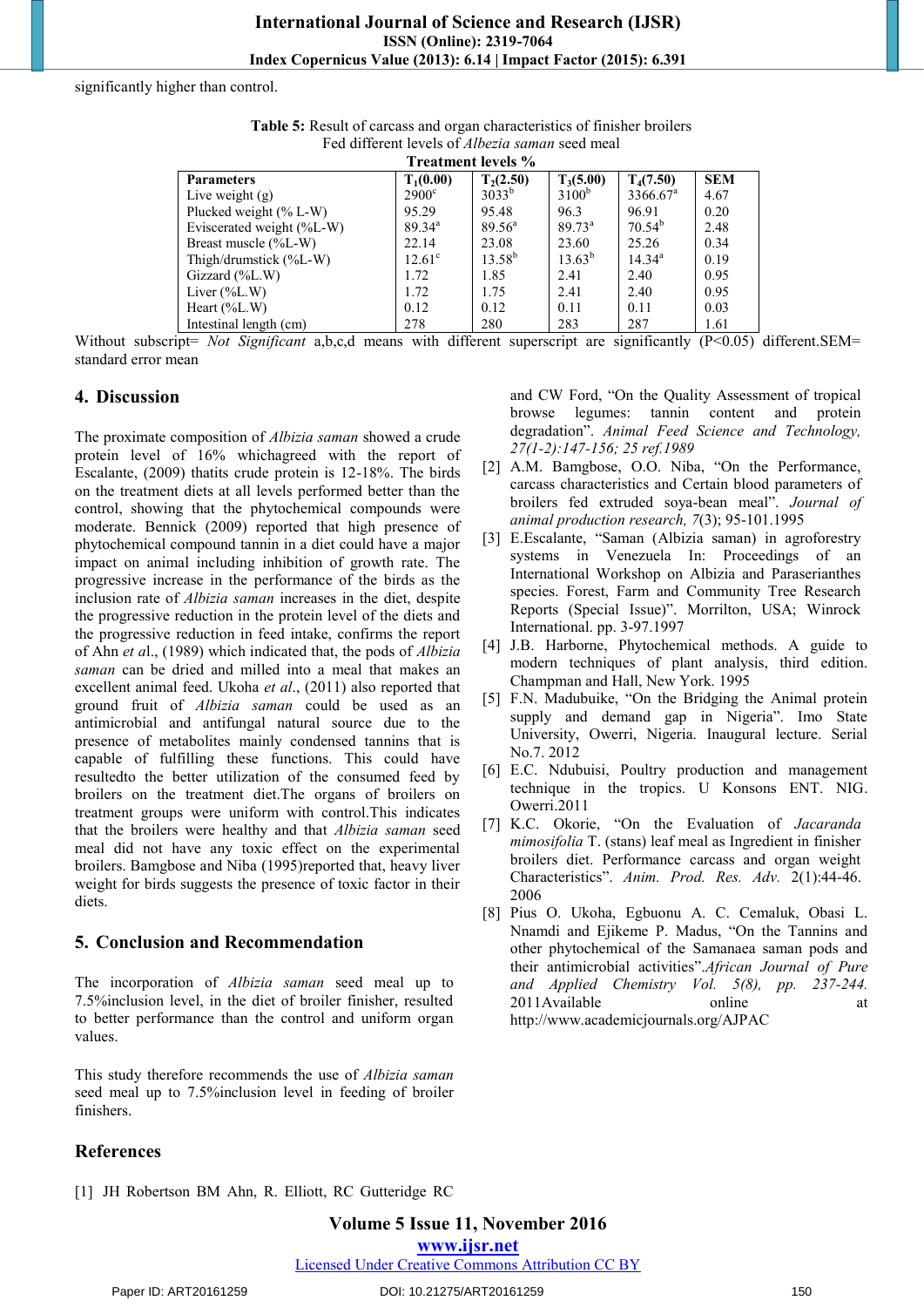significantly higher than control.

**Table 5:** Result of carcass and organ characteristics of finisher broilers Fed different levels of *Albezia saman* seed meal

| | **Treatment levels %** | | | | |
|---|---|---|---|---|---|
| **Parameters** | **$T_1$(0.00)** | **$T_2$(2.50)** | **$T_3$(5.00)** | **$T_4$(7.50)** | **SEM** |
| Live weight (g) | $2900^c$ | $3033^b$ | $3100^b$ | $3366.67^a$ | 4.67 |
| Plucked weight (% L-W) | 95.29 | 95.48 | 96.3 | 96.91 | 0.20 |
| Eviscerated weight (%L-W) | $89.34^a$ | $89.56^a$ | $89.73^a$ | $70.54^b$ | 2.48 |
| Breast muscle (%L-W) | 22.14 | 23.08 | 23.60 | 25.26 | 0.34 |
| Thigh/drumstick (%L-W) | $12.61^c$ | $13.58^b$ | $13.63^b$ | $14.34^a$ | 0.19 |
| Gizzard (%L.W) | 1.72 | 1.85 | 2.41 | 2.40 | 0.95 |
| Liver (%L.W) | 1.72 | 1.75 | 2.41 | 2.40 | 0.95 |
| Heart (%L.W) | 0.12 | 0.12 | 0.11 | 0.11 | 0.03 |
| Intestinal length (cm) | 278 | 280 | 283 | 287 | 1.61 |

Without subscript= *Not Significant* a,b,c,d means with different superscript are significantly ($P<0.05$) different.SEM= standard error mean

## 4. Discussion

The proximate composition of *Albizia saman* showed a crude protein level of 16% whichagreed with the report of Escalante, (2009) thatits crude protein is 12-18%. The birds on the treatment diets at all levels performed better than the control, showing that the phytochemical compounds were moderate. Bennick (2009) reported that high presence of phytochemical compound tannin in a diet could have a major impact on animal including inhibition of growth rate. The progressive increase in the performance of the birds as the inclusion rate of *Albizia saman* increases in the diet, despite the progressive reduction in the protein level of the diets and the progressive reduction in feed intake, confirms the report of Ahn *et al*., (1989) which indicated that, the pods of *Albizia saman* can be dried and milled into a meal that makes an excellent animal feed. Ukoha *et al*., (2011) also reported that ground fruit of *Albizia saman* could be used as an antimicrobial and antifungal natural source due to the presence of metabolites mainly condensed tannins that is capable of fulfilling these functions. This could have resultedto the better utilization of the consumed feed by broilers on the treatment diet.The organs of broilers on treatment groups were uniform with control.This indicates that the broilers were healthy and that *Albizia saman* seed meal did not have any toxic effect on the experimental broilers. Bamgbose and Niba (1995)reported that, heavy liver weight for birds suggests the presence of toxic factor in their diets.

## 5. Conclusion and Recommendation

The incorporation of *Albizia saman* seed meal up to 7.5%inclusion level, in the diet of broiler finisher, resulted to better performance than the control and uniform organ values.

This study therefore recommends the use of *Albizia saman* seed meal up to 7.5%inclusion level in feeding of broiler finishers.

## References

[1] JH Robertson BM Ahn, R. Elliott, RC Gutteridge RC and CW Ford, "On the Quality Assessment of tropical browse legumes: tannin content and protein degradation". *Animal Feed Science and Technology, 27(1-2):147-156; 25 ref.1989*

[2] A.M. Bamgbose, O.O. Niba, "On the Performance, carcass characteristics and Certain blood parameters of broilers fed extruded soya-bean meal". *Journal of animal production research, 7*(3); 95-101.1995

[3] E.Escalante, "Saman (Albizia saman) in agroforestry systems in Venezuela In: Proceedings of an International Workshop on Albizia and Paraserianthes species. Forest, Farm and Community Tree Research Reports (Special Issue)". Morrilton, USA; Winrock International. pp. 3-97.1997

[4] J.B. Harborne, Phytochemical methods. A guide to modern techniques of plant analysis, third edition. Champman and Hall, New York. 1995

[5] F.N. Madubuike, "On the Bridging the Animal protein supply and demand gap in Nigeria". Imo State University, Owerri, Nigeria. Inaugural lecture. Serial No.7. 2012

[6] E.C. Ndubuisi, Poultry production and management technique in the tropics. U Konsons ENT. NIG. Owerri.2011

[7] K.C. Okorie, "On the Evaluation of *Jacaranda mimosifolia* T. (stans) leaf meal as Ingredient in finisher broilers diet. Performance carcass and organ weight Characteristics". *Anim. Prod. Res. Adv.* 2(1):44-46. 2006

[8] Pius O. Ukoha, Egbuonu A. C. Cemaluk, Obasi L. Nnamdi and Ejikeme P. Madus, "On the Tannins and other phytochemical of the Samanaea saman pods and their antimicrobial activities".*African Journal of Pure and Applied Chemistry Vol. 5(8), pp. 237-244.* 2011Available online at http://www.academicjournals.org/AJPAC